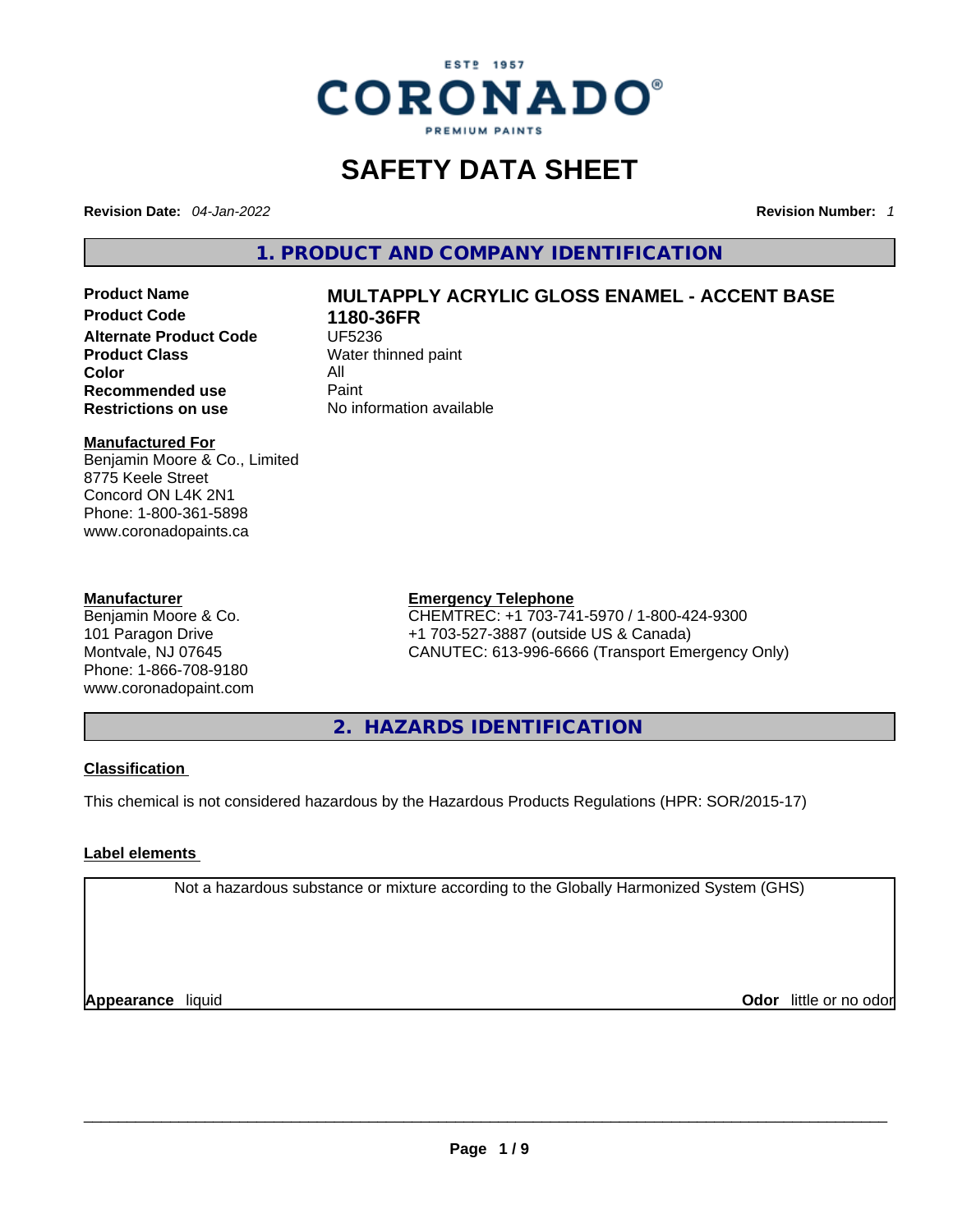ESTD 1957

CORONADO®

PREMIUM PAINTS

# SAFETY DATA SHEET

**Revision Date:** *04-Jan-2022* **Revision Number:** *1*

## 1. PRODUCT AND COMPANY IDENTIFICATION

| | |
|---|---|
| **Product Name** | **MULTAPPLY ACRYLIC GLOSS ENAMEL - ACCENT BASE** |
| **Product Code** | **1180-36FR** |
| **Alternate Product Code** | UF5236 |
| **Product Class** | Water thinned paint |
| **Color** | All |
| **Recommended use** | Paint |
| **Restrictions on use** | No information available |

**Manufactured For**
Benjamin Moore & Co., Limited
8775 Keele Street
Concord ON L4K 2N1
Phone: 1-800-361-5898
www.coronadopaints.ca

**Manufacturer**
Benjamin Moore & Co.
101 Paragon Drive
Montvale, NJ 07645
Phone: 1-866-708-9180
www.coronadopaint.com

**Emergency Telephone**
CHEMTREC: +1 703-741-5970 / 1-800-424-9300
+1 703-527-3887 (outside US & Canada)
CANUTEC: 613-996-6666 (Transport Emergency Only)

## 2. HAZARDS IDENTIFICATION

**Classification**

This chemical is not considered hazardous by the Hazardous Products Regulations (HPR: SOR/2015-17)

**Label elements**

Not a hazardous substance or mixture according to the Globally Harmonized System (GHS)

**Appearance** liquid **Odor** little or no odor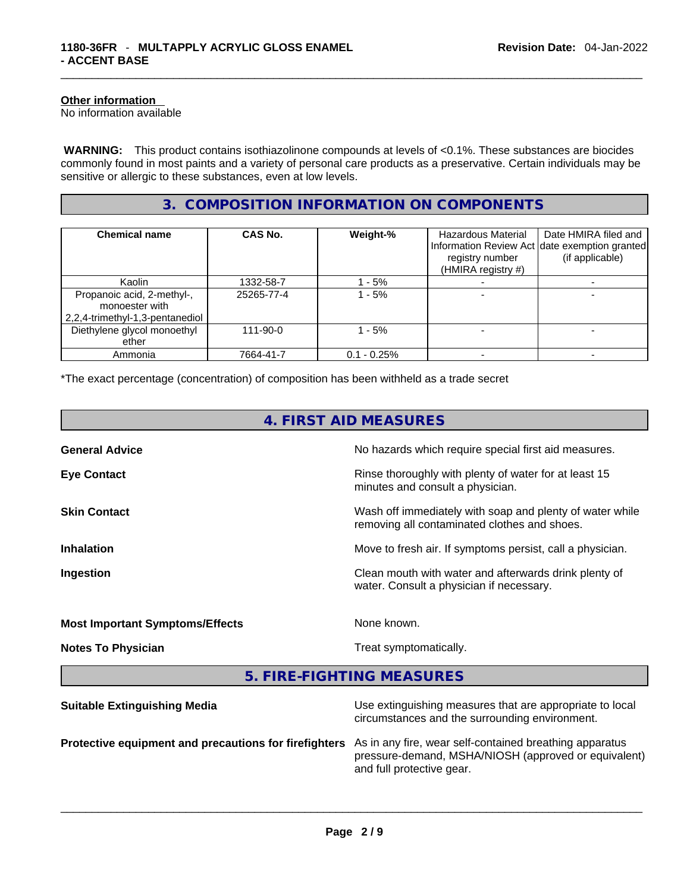**Other information**
No information available

**WARNING:** This product contains isothiazolinone compounds at levels of <0.1%. These substances are biocides commonly found in most paints and a variety of personal care products as a preservative. Certain individuals may be sensitive or allergic to these substances, even at low levels.

## 3. COMPOSITION INFORMATION ON COMPONENTS

| Chemical name | CAS No. | Weight-% | Hazardous Material Information Review Act registry number (HMIRA registry #) | Date HMIRA filed and date exemption granted (if applicable) |
|---|---|---|---|---|
| Kaolin | 1332-58-7 | 1 - 5% | - | - |
| Propanoic acid, 2-methyl-, monoester with 2,2,4-trimethyl-1,3-pentanediol | 25265-77-4 | 1 - 5% | - | - |
| Diethylene glycol monoethyl ether | 111-90-0 | 1 - 5% | - | - |
| Ammonia | 7664-41-7 | 0.1 - 0.25% | - | - |

*The exact percentage (concentration) of composition has been withheld as a trade secret

## 4. FIRST AID MEASURES

**General Advice** — No hazards which require special first aid measures.

**Eye Contact** — Rinse thoroughly with plenty of water for at least 15 minutes and consult a physician.

**Skin Contact** — Wash off immediately with soap and plenty of water while removing all contaminated clothes and shoes.

**Inhalation** — Move to fresh air. If symptoms persist, call a physician.

**Ingestion** — Clean mouth with water and afterwards drink plenty of water. Consult a physician if necessary.

**Most Important Symptoms/Effects** — None known.

**Notes To Physician** — Treat symptomatically.

## 5. FIRE-FIGHTING MEASURES

**Suitable Extinguishing Media** — Use extinguishing measures that are appropriate to local circumstances and the surrounding environment.

**Protective equipment and precautions for firefighters** — As in any fire, wear self-contained breathing apparatus pressure-demand, MSHA/NIOSH (approved or equivalent) and full protective gear.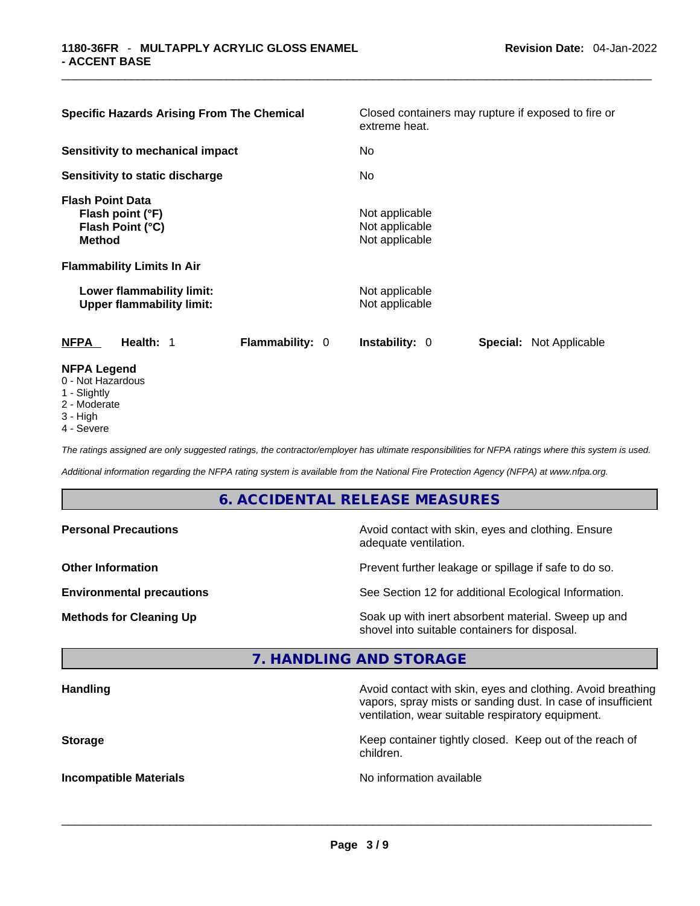| | |
|---|---|
| **Specific Hazards Arising From The Chemical** | Closed containers may rupture if exposed to fire or extreme heat. |
| **Sensitivity to mechanical impact** | No |
| **Sensitivity to static discharge** | No |
| **Flash Point Data** | |
| **Flash point (°F)** | Not applicable |
| **Flash Point (°C)** | Not applicable |
| **Method** | Not applicable |
| **Flammability Limits In Air** | |
| **Lower flammability limit:** | Not applicable |
| **Upper flammability limit:** | Not applicable |

**NFPA** **Health:** 1 **Flammability:** 0 **Instability:** 0 **Special:** Not Applicable

**NFPA Legend**

- 0 - Not Hazardous
- 1 - Slightly
- 2 - Moderate
- 3 - High
- 4 - Severe

*The ratings assigned are only suggested ratings, the contractor/employer has ultimate responsibilities for NFPA ratings where this system is used.*

*Additional information regarding the NFPA rating system is available from the National Fire Protection Agency (NFPA) at www.nfpa.org.*

## 6. ACCIDENTAL RELEASE MEASURES

| | |
|---|---|
| **Personal Precautions** | Avoid contact with skin, eyes and clothing. Ensure adequate ventilation. |
| **Other Information** | Prevent further leakage or spillage if safe to do so. |
| **Environmental precautions** | See Section 12 for additional Ecological Information. |
| **Methods for Cleaning Up** | Soak up with inert absorbent material. Sweep up and shovel into suitable containers for disposal. |

## 7. HANDLING AND STORAGE

| | |
|---|---|
| **Handling** | Avoid contact with skin, eyes and clothing. Avoid breathing vapors, spray mists or sanding dust. In case of insufficient ventilation, wear suitable respiratory equipment. |
| **Storage** | Keep container tightly closed. Keep out of the reach of children. |
| **Incompatible Materials** | No information available |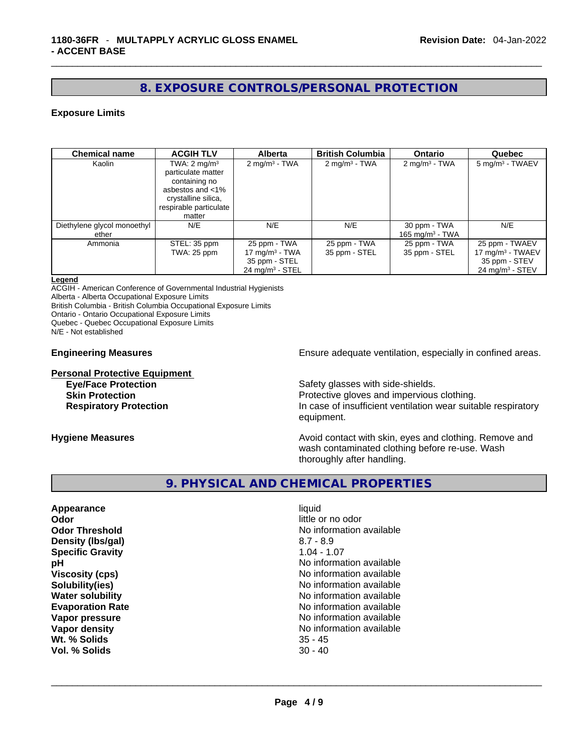## 8. EXPOSURE CONTROLS/PERSONAL PROTECTION

### Exposure Limits

| Chemical name | ACGIH TLV | Alberta | British Columbia | Ontario | Quebec |
|---|---|---|---|---|---|
| Kaolin | TWA: 2 mg/m³ particulate matter containing no asbestos and <1% crystalline silica, respirable particulate matter | 2 mg/m³ - TWA | 2 mg/m³ - TWA | 2 mg/m³ - TWA | 5 mg/m³ - TWAEV |
| Diethylene glycol monoethyl ether | N/E | N/E | N/E | 30 ppm - TWA<br>165 mg/m³ - TWA | N/E |
| Ammonia | STEL: 35 ppm<br>TWA: 25 ppm | 25 ppm - TWA<br>17 mg/m³ - TWA<br>35 ppm - STEL<br>24 mg/m³ - STEL | 25 ppm - TWA<br>35 ppm - STEL | 25 ppm - TWA<br>35 ppm - STEL | 25 ppm - TWAEV<br>17 mg/m³ - TWAEV<br>35 ppm - STEV<br>24 mg/m³ - STEV |

**Legend**
ACGIH - American Conference of Governmental Industrial Hygienists
Alberta - Alberta Occupational Exposure Limits
British Columbia - British Columbia Occupational Exposure Limits
Ontario - Ontario Occupational Exposure Limits
Quebec - Quebec Occupational Exposure Limits
N/E - Not established

**Engineering Measures** Ensure adequate ventilation, especially in confined areas.

**Personal Protective Equipment**

**Eye/Face Protection** Safety glasses with side-shields.

**Skin Protection** Protective gloves and impervious clothing.

**Respiratory Protection** In case of insufficient ventilation wear suitable respiratory equipment.

**Hygiene Measures** Avoid contact with skin, eyes and clothing. Remove and wash contaminated clothing before re-use. Wash thoroughly after handling.

## 9. PHYSICAL AND CHEMICAL PROPERTIES

**Appearance** liquid
**Odor** little or no odor
**Odor Threshold** No information available
**Density (lbs/gal)** 8.7 - 8.9
**Specific Gravity** 1.04 - 1.07
**pH** No information available
**Viscosity (cps)** No information available
**Solubility(ies)** No information available
**Water solubility** No information available
**Evaporation Rate** No information available
**Vapor pressure** No information available
**Vapor density** No information available
**Wt. % Solids** 35 - 45
**Vol. % Solids** 30 - 40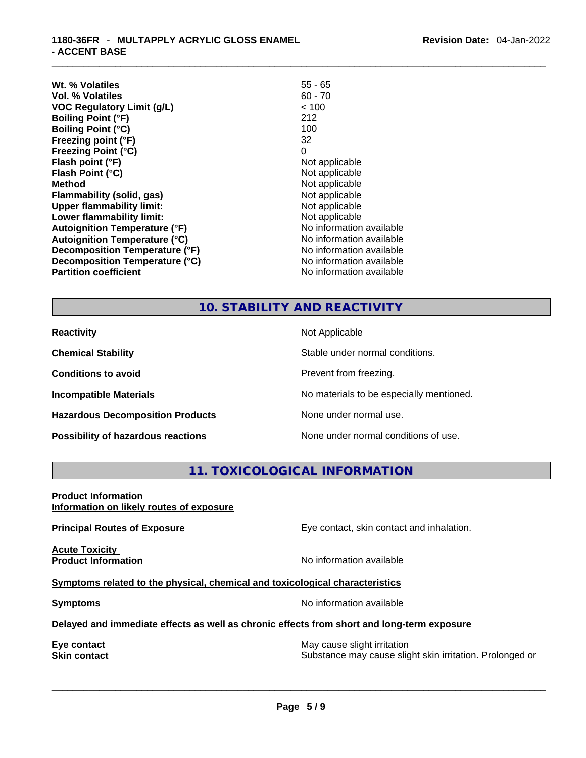| | |
|---|---|
| **Wt. % Volatiles** | 55 - 65 |
| **Vol. % Volatiles** | 60 - 70 |
| **VOC Regulatory Limit (g/L)** | < 100 |
| **Boiling Point (°F)** | 212 |
| **Boiling Point (°C)** | 100 |
| **Freezing point (°F)** | 32 |
| **Freezing Point (°C)** | 0 |
| **Flash point (°F)** | Not applicable |
| **Flash Point (°C)** | Not applicable |
| **Method** | Not applicable |
| **Flammability (solid, gas)** | Not applicable |
| **Upper flammability limit:** | Not applicable |
| **Lower flammability limit:** | Not applicable |
| **Autoignition Temperature (°F)** | No information available |
| **Autoignition Temperature (°C)** | No information available |
| **Decomposition Temperature (°F)** | No information available |
| **Decomposition Temperature (°C)** | No information available |
| **Partition coefficient** | No information available |

## 10. STABILITY AND REACTIVITY

| | |
|---|---|
| **Reactivity** | Not Applicable |
| **Chemical Stability** | Stable under normal conditions. |
| **Conditions to avoid** | Prevent from freezing. |
| **Incompatible Materials** | No materials to be especially mentioned. |
| **Hazardous Decomposition Products** | None under normal use. |
| **Possibility of hazardous reactions** | None under normal conditions of use. |

## 11. TOXICOLOGICAL INFORMATION

**Product Information**
**Information on likely routes of exposure**

**Principal Routes of Exposure** — Eye contact, skin contact and inhalation.

**Acute Toxicity**
**Product Information** — No information available

**Symptoms related to the physical, chemical and toxicological characteristics**

**Symptoms** — No information available

**Delayed and immediate effects as well as chronic effects from short and long-term exposure**

**Eye contact** — May cause slight irritation
**Skin contact** — Substance may cause slight skin irritation. Prolonged or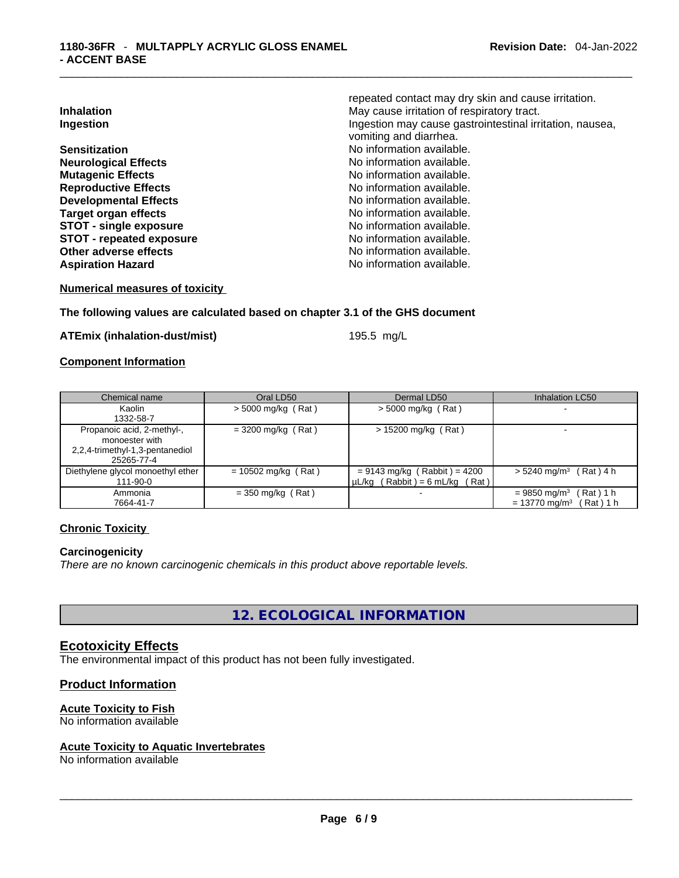repeated contact may dry skin and cause irritation.

**Inhalation** May cause irritation of respiratory tract.

**Ingestion** Ingestion may cause gastrointestinal irritation, nausea, vomiting and diarrhea.

**Sensitization** No information available.

**Neurological Effects** No information available.

**Mutagenic Effects** No information available.

**Reproductive Effects** No information available.

**Developmental Effects** No information available.

**Target organ effects** No information available.

**STOT - single exposure** No information available.

**STOT - repeated exposure** No information available.

**Other adverse effects** No information available.

**Aspiration Hazard** No information available.

**Numerical measures of toxicity**

**The following values are calculated based on chapter 3.1 of the GHS document**

**ATEmix (inhalation-dust/mist)** 195.5 mg/L

**Component Information**

| Chemical name | Oral LD50 | Dermal LD50 | Inhalation LC50 |
|---|---|---|---|
| Kaolin<br>1332-58-7 | > 5000 mg/kg ( Rat ) | > 5000 mg/kg ( Rat ) | - |
| Propanoic acid, 2-methyl-, monoester with 2,2,4-trimethyl-1,3-pentanediol<br>25265-77-4 | = 3200 mg/kg ( Rat ) | > 15200 mg/kg ( Rat ) | - |
| Diethylene glycol monoethyl ether<br>111-90-0 | = 10502 mg/kg ( Rat ) | = 9143 mg/kg ( Rabbit ) = 4200 µL/kg ( Rabbit ) = 6 mL/kg ( Rat ) | > 5240 mg/m³ ( Rat ) 4 h |
| Ammonia<br>7664-41-7 | = 350 mg/kg ( Rat ) | - | = 9850 mg/m³ ( Rat ) 1 h<br>= 13770 mg/m³ ( Rat ) 1 h |

**Chronic Toxicity**

**Carcinogenicity**

*There are no known carcinogenic chemicals in this product above reportable levels.*

## 12. ECOLOGICAL INFORMATION

### Ecotoxicity Effects

The environmental impact of this product has not been fully investigated.

### Product Information

**Acute Toxicity to Fish**

No information available

**Acute Toxicity to Aquatic Invertebrates**

No information available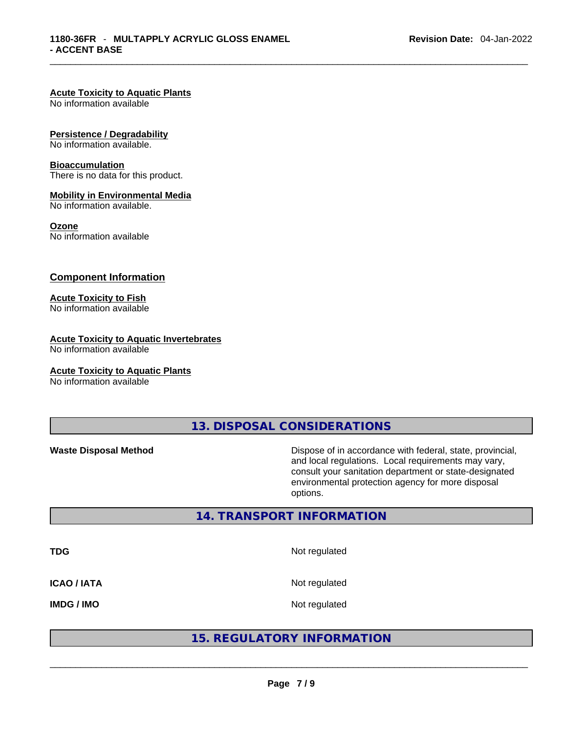**Acute Toxicity to Aquatic Plants**
No information available

**Persistence / Degradability**
No information available.

**Bioaccumulation**
There is no data for this product.

**Mobility in Environmental Media**
No information available.

**Ozone**
No information available

## Component Information

**Acute Toxicity to Fish**
No information available

**Acute Toxicity to Aquatic Invertebrates**
No information available

**Acute Toxicity to Aquatic Plants**
No information available

## 13. DISPOSAL CONSIDERATIONS

| | |
|---|---|
| **Waste Disposal Method** | Dispose of in accordance with federal, state, provincial, and local regulations. Local requirements may vary, consult your sanitation department or state-designated environmental protection agency for more disposal options. |

## 14. TRANSPORT INFORMATION

| | |
|---|---|
| **TDG** | Not regulated |
| **ICAO / IATA** | Not regulated |
| **IMDG / IMO** | Not regulated |

## 15. REGULATORY INFORMATION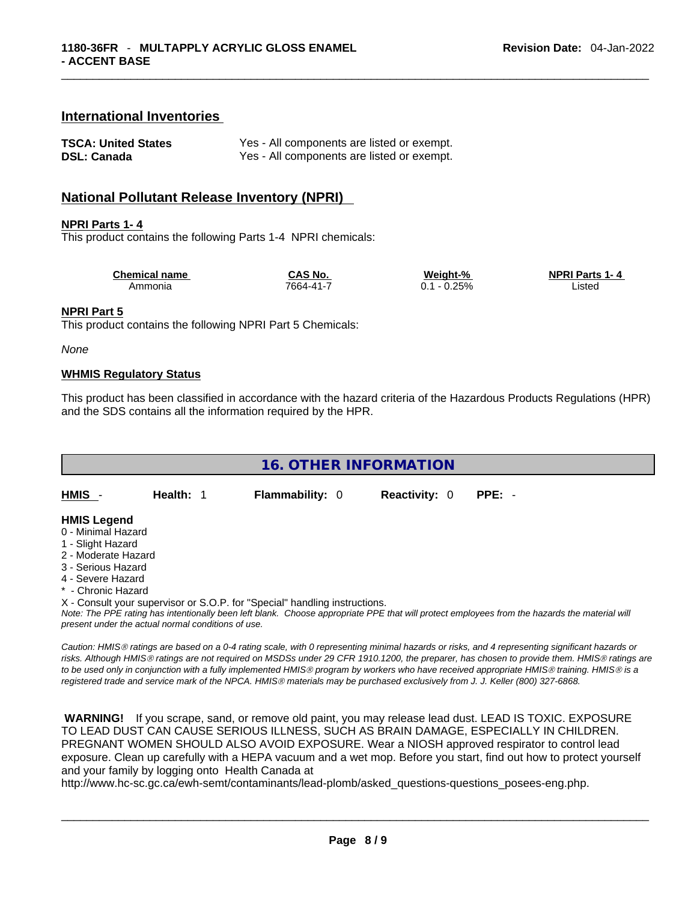## International Inventories

| | |
|---|---|
| **TSCA: United States** | Yes - All components are listed or exempt. |
| **DSL: Canada** | Yes - All components are listed or exempt. |

## National Pollutant Release Inventory (NPRI)

**NPRI Parts 1- 4**

This product contains the following Parts 1-4 NPRI chemicals:

| Chemical name | CAS No. | Weight-% | NPRI Parts 1- 4 |
|---|---|---|---|
| Ammonia | 7664-41-7 | 0.1 - 0.25% | Listed |

**NPRI Part 5**

This product contains the following NPRI Part 5 Chemicals:

*None*

**WHMIS Regulatory Status**

This product has been classified in accordance with the hazard criteria of the Hazardous Products Regulations (HPR) and the SDS contains all the information required by the HPR.

## 16. OTHER INFORMATION

| HMIS - | Health: 1 | Flammability: 0 | Reactivity: 0 | PPE: - |
|---|---|---|---|---|

**HMIS Legend**

0 - Minimal Hazard
1 - Slight Hazard
2 - Moderate Hazard
3 - Serious Hazard
4 - Severe Hazard
* - Chronic Hazard
X - Consult your supervisor or S.O.P. for "Special" handling instructions.

*Note: The PPE rating has intentionally been left blank. Choose appropriate PPE that will protect employees from the hazards the material will present under the actual normal conditions of use.*

*Caution: HMIS® ratings are based on a 0-4 rating scale, with 0 representing minimal hazards or risks, and 4 representing significant hazards or risks. Although HMIS® ratings are not required on MSDSs under 29 CFR 1910.1200, the preparer, has chosen to provide them. HMIS® ratings are to be used only in conjunction with a fully implemented HMIS® program by workers who have received appropriate HMIS® training. HMIS® is a registered trade and service mark of the NPCA. HMIS® materials may be purchased exclusively from J. J. Keller (800) 327-6868.*

**WARNING!** If you scrape, sand, or remove old paint, you may release lead dust. LEAD IS TOXIC. EXPOSURE TO LEAD DUST CAN CAUSE SERIOUS ILLNESS, SUCH AS BRAIN DAMAGE, ESPECIALLY IN CHILDREN. PREGNANT WOMEN SHOULD ALSO AVOID EXPOSURE. Wear a NIOSH approved respirator to control lead exposure. Clean up carefully with a HEPA vacuum and a wet mop. Before you start, find out how to protect yourself and your family by logging onto Health Canada at http://www.hc-sc.gc.ca/ewh-semt/contaminants/lead-plomb/asked_questions-questions_posees-eng.php.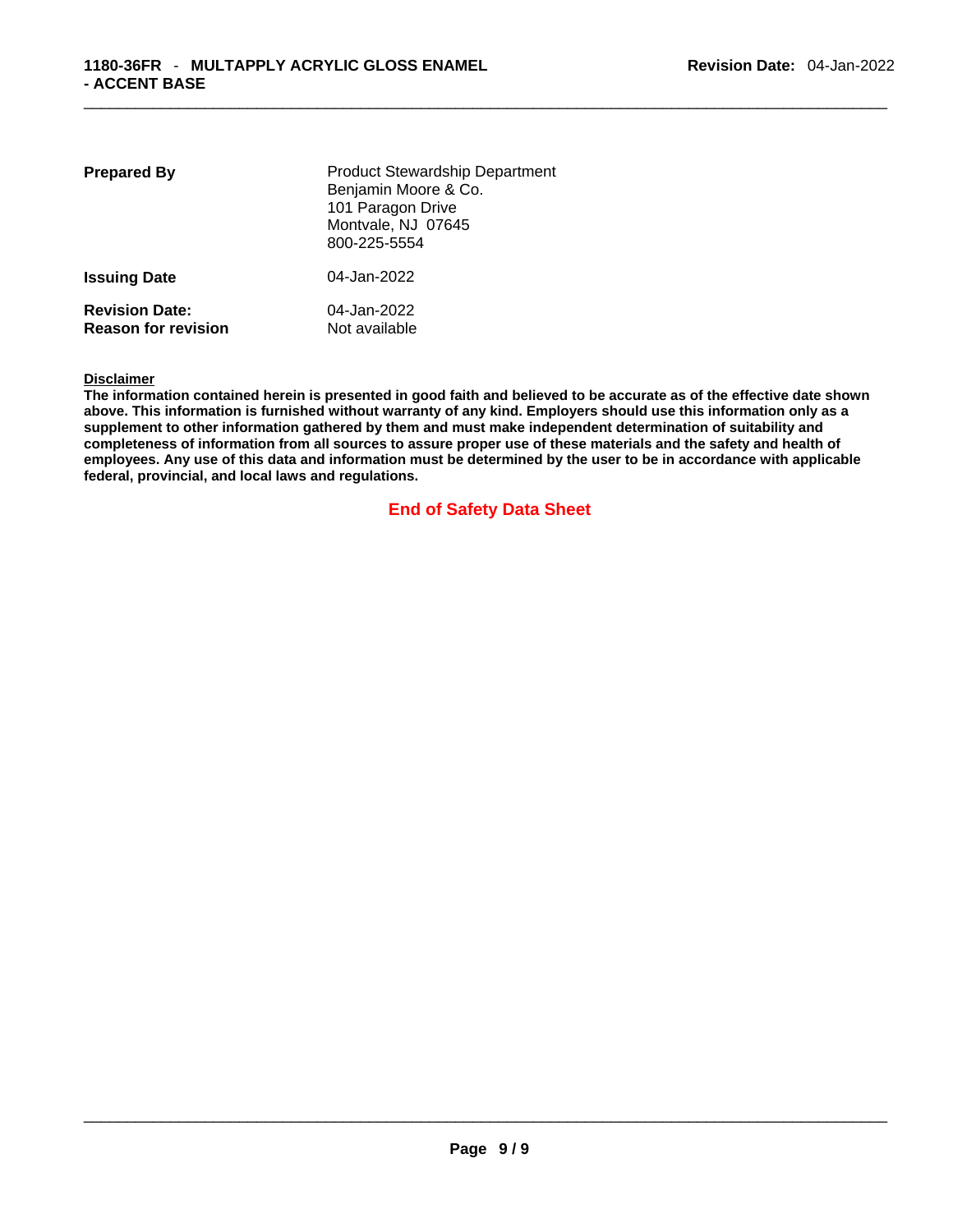| | |
|---|---|
| **Prepared By** | Product Stewardship Department<br>Benjamin Moore & Co.<br>101 Paragon Drive<br>Montvale, NJ 07645<br>800-225-5554 |
| **Issuing Date** | 04-Jan-2022 |
| **Revision Date:** | 04-Jan-2022 |
| **Reason for revision** | Not available |

**Disclaimer**

**The information contained herein is presented in good faith and believed to be accurate as of the effective date shown above. This information is furnished without warranty of any kind. Employers should use this information only as a supplement to other information gathered by them and must make independent determination of suitability and completeness of information from all sources to assure proper use of these materials and the safety and health of employees. Any use of this data and information must be determined by the user to be in accordance with applicable federal, provincial, and local laws and regulations.**

**End of Safety Data Sheet**